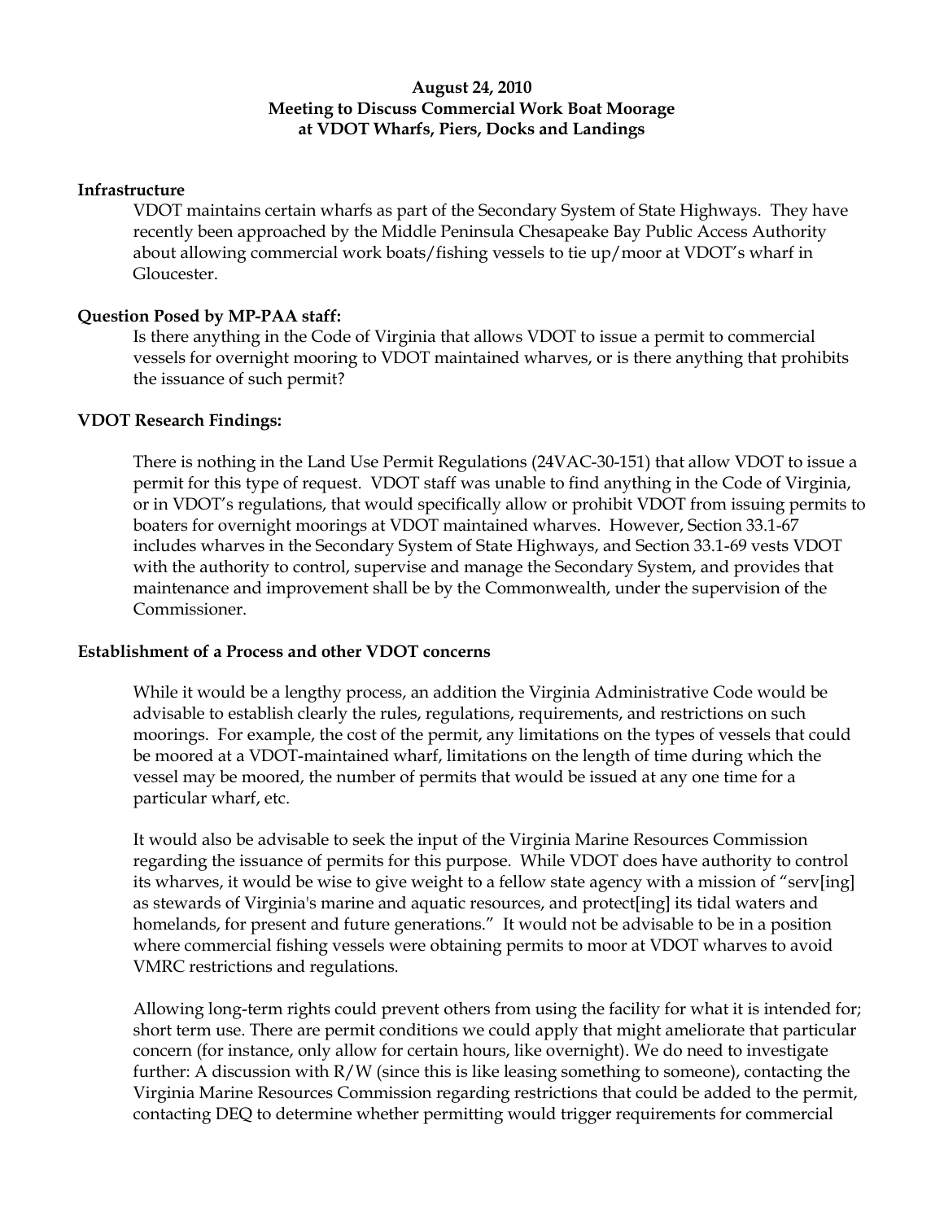**August 24, 2010**
**Meeting to Discuss Commercial Work Boat Moorage at VDOT Wharfs, Piers, Docks and Landings**

**Infrastructure**

VDOT maintains certain wharfs as part of the Secondary System of State Highways. They have recently been approached by the Middle Peninsula Chesapeake Bay Public Access Authority about allowing commercial work boats/fishing vessels to tie up/moor at VDOT's wharf in Gloucester.

**Question Posed by MP-PAA staff:**

Is there anything in the Code of Virginia that allows VDOT to issue a permit to commercial vessels for overnight mooring to VDOT maintained wharves, or is there anything that prohibits the issuance of such permit?

**VDOT Research Findings:**

There is nothing in the Land Use Permit Regulations (24VAC-30-151) that allow VDOT to issue a permit for this type of request. VDOT staff was unable to find anything in the Code of Virginia, or in VDOT's regulations, that would specifically allow or prohibit VDOT from issuing permits to boaters for overnight moorings at VDOT maintained wharves. However, Section 33.1-67 includes wharves in the Secondary System of State Highways, and Section 33.1-69 vests VDOT with the authority to control, supervise and manage the Secondary System, and provides that maintenance and improvement shall be by the Commonwealth, under the supervision of the Commissioner.

**Establishment of a Process and other VDOT concerns**

While it would be a lengthy process, an addition the Virginia Administrative Code would be advisable to establish clearly the rules, regulations, requirements, and restrictions on such moorings. For example, the cost of the permit, any limitations on the types of vessels that could be moored at a VDOT-maintained wharf, limitations on the length of time during which the vessel may be moored, the number of permits that would be issued at any one time for a particular wharf, etc.

It would also be advisable to seek the input of the Virginia Marine Resources Commission regarding the issuance of permits for this purpose. While VDOT does have authority to control its wharves, it would be wise to give weight to a fellow state agency with a mission of "serv[ing] as stewards of Virginia's marine and aquatic resources, and protect[ing] its tidal waters and homelands, for present and future generations." It would not be advisable to be in a position where commercial fishing vessels were obtaining permits to moor at VDOT wharves to avoid VMRC restrictions and regulations.

Allowing long-term rights could prevent others from using the facility for what it is intended for; short term use. There are permit conditions we could apply that might ameliorate that particular concern (for instance, only allow for certain hours, like overnight). We do need to investigate further: A discussion with R/W (since this is like leasing something to someone), contacting the Virginia Marine Resources Commission regarding restrictions that could be added to the permit, contacting DEQ to determine whether permitting would trigger requirements for commercial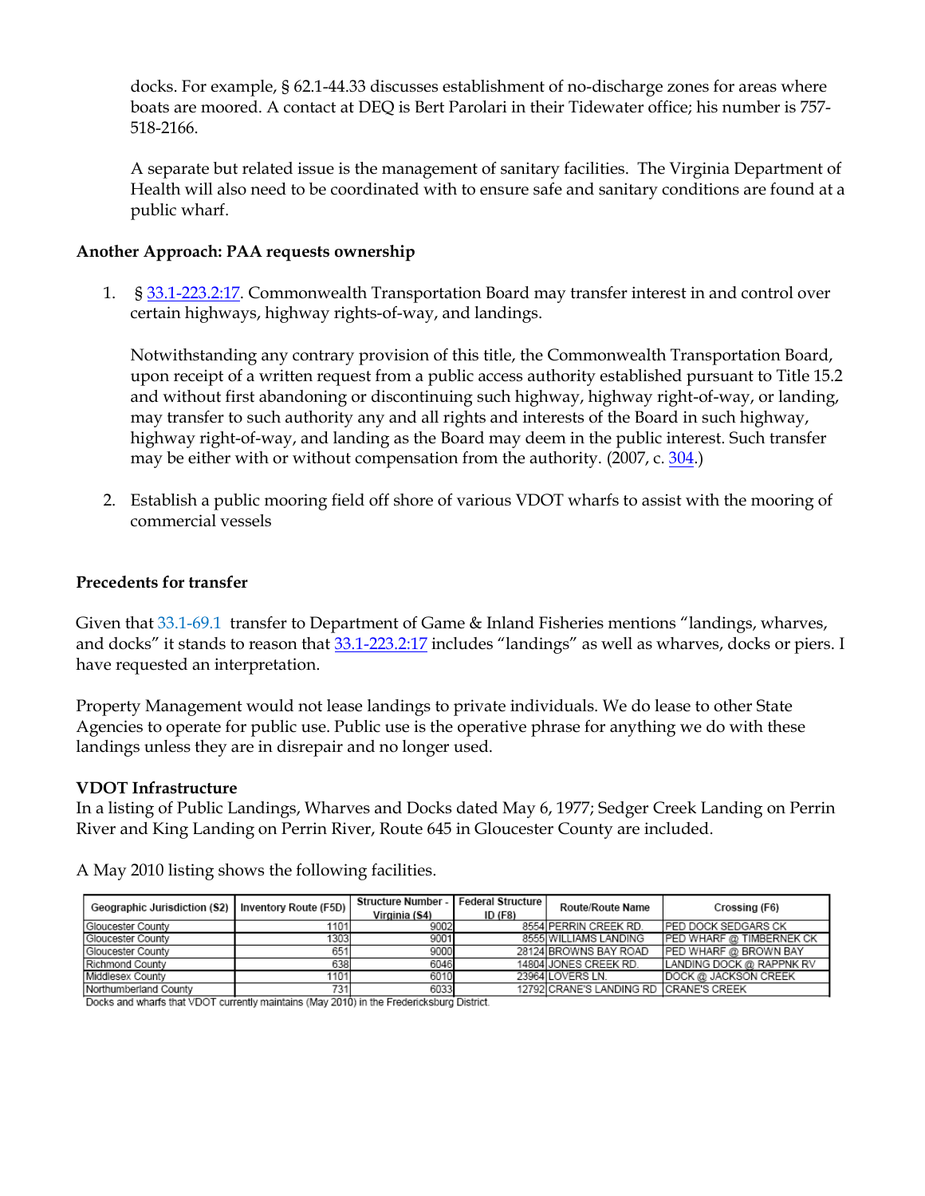docks. For example, § 62.1-44.33 discusses establishment of no-discharge zones for areas where boats are moored. A contact at DEQ is Bert Parolari in their Tidewater office; his number is 757-518-2166.

A separate but related issue is the management of sanitary facilities. The Virginia Department of Health will also need to be coordinated with to ensure safe and sanitary conditions are found at a public wharf.

**Another Approach: PAA requests ownership**

1. § 33.1-223.2:17. Commonwealth Transportation Board may transfer interest in and control over certain highways, highway rights-of-way, and landings.

   Notwithstanding any contrary provision of this title, the Commonwealth Transportation Board, upon receipt of a written request from a public access authority established pursuant to Title 15.2 and without first abandoning or discontinuing such highway, highway right-of-way, or landing, may transfer to such authority any and all rights and interests of the Board in such highway, highway right-of-way, and landing as the Board may deem in the public interest. Such transfer may be either with or without compensation from the authority. (2007, c. 304.)

2. Establish a public mooring field off shore of various VDOT wharfs to assist with the mooring of commercial vessels

**Precedents for transfer**

Given that 33.1-69.1 transfer to Department of Game & Inland Fisheries mentions "landings, wharves, and docks" it stands to reason that 33.1-223.2:17 includes "landings" as well as wharves, docks or piers. I have requested an interpretation.

Property Management would not lease landings to private individuals. We do lease to other State Agencies to operate for public use. Public use is the operative phrase for anything we do with these landings unless they are in disrepair and no longer used.

**VDOT Infrastructure**

In a listing of Public Landings, Wharves and Docks dated May 6, 1977; Sedger Creek Landing on Perrin River and King Landing on Perrin River, Route 645 in Gloucester County are included.

A May 2010 listing shows the following facilities.

| Geographic Jurisdiction (S2) | Inventory Route (F5D) | Structure Number - Virginia (S4) | Federal Structure ID (F8) | Route/Route Name | Crossing (F6) |
|---|---|---|---|---|---|
| Gloucester County | 1101 | 9002 | 8554 | PERRIN CREEK RD. | PED DOCK SEDGARS CK |
| Gloucester County | 1303 | 9001 | 8555 | WILLIAMS LANDING | PED WHARF @ TIMBERNEK CK |
| Gloucester County | 651 | 9000 | 28124 | BROWNS BAY ROAD | PED WHARF @ BROWN BAY |
| Richmond County | 638 | 6046 | 14804 | JONES CREEK RD. | LANDING DOCK @ RAPPNK RV |
| Middlesex County | 1101 | 6010 | 23964 | LOVERS LN. | DOCK @ JACKSON CREEK |
| Northumberland County | 731 | 6033 | 12792 | CRANE'S LANDING RD | CRANE'S CREEK |

Docks and wharfs that VDOT currently maintains (May 2010) in the Fredericksburg District.